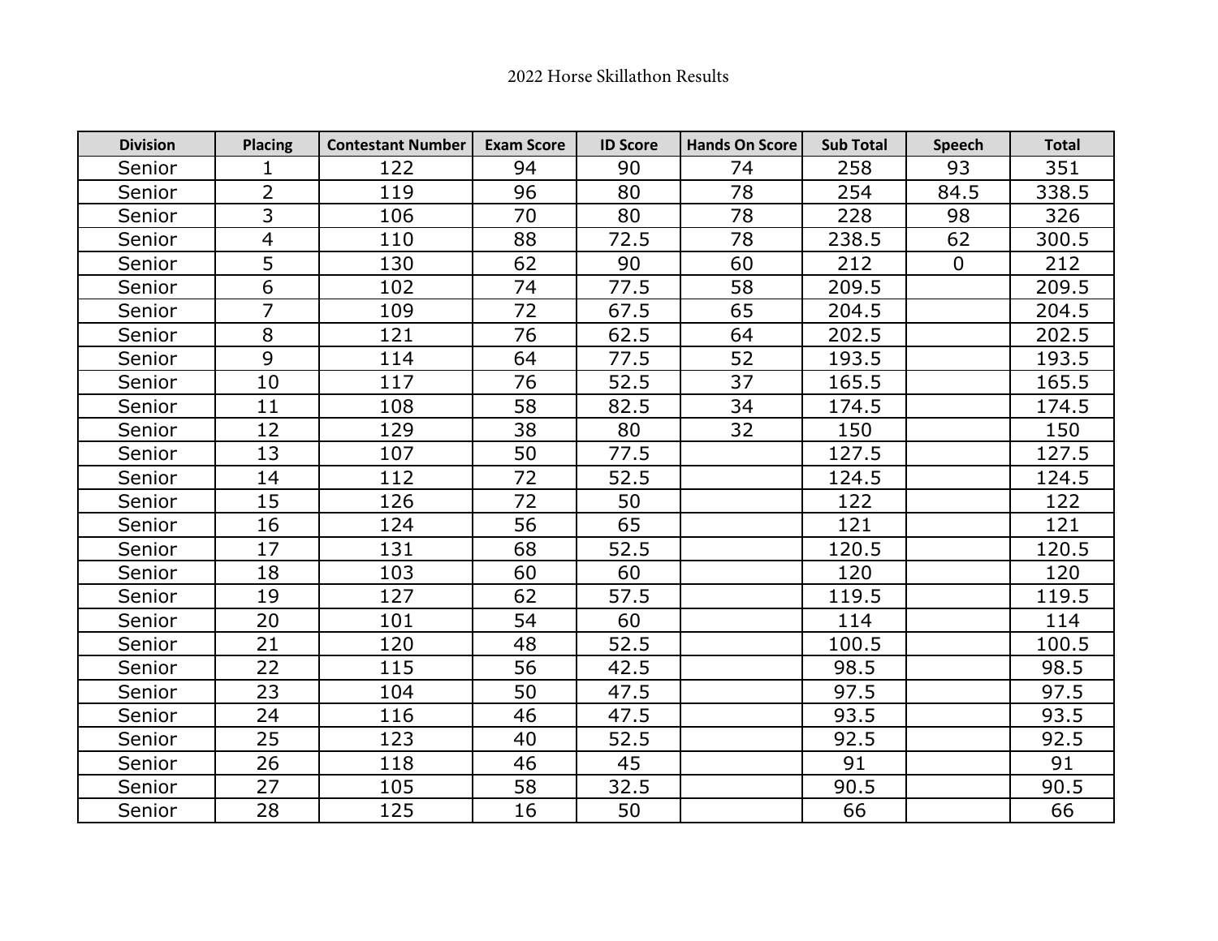2022 Horse Skillathon Results

| Division | Placing | Contestant Number | Exam Score | ID Score | Hands On Score | Sub Total | Speech | Total |
|---|---|---|---|---|---|---|---|---|
| Senior | 1 | 122 | 94 | 90 | 74 | 258 | 93 | 351 |
| Senior | 2 | 119 | 96 | 80 | 78 | 254 | 84.5 | 338.5 |
| Senior | 3 | 106 | 70 | 80 | 78 | 228 | 98 | 326 |
| Senior | 4 | 110 | 88 | 72.5 | 78 | 238.5 | 62 | 300.5 |
| Senior | 5 | 130 | 62 | 90 | 60 | 212 | 0 | 212 |
| Senior | 6 | 102 | 74 | 77.5 | 58 | 209.5 | | 209.5 |
| Senior | 7 | 109 | 72 | 67.5 | 65 | 204.5 | | 204.5 |
| Senior | 8 | 121 | 76 | 62.5 | 64 | 202.5 | | 202.5 |
| Senior | 9 | 114 | 64 | 77.5 | 52 | 193.5 | | 193.5 |
| Senior | 10 | 117 | 76 | 52.5 | 37 | 165.5 | | 165.5 |
| Senior | 11 | 108 | 58 | 82.5 | 34 | 174.5 | | 174.5 |
| Senior | 12 | 129 | 38 | 80 | 32 | 150 | | 150 |
| Senior | 13 | 107 | 50 | 77.5 | | 127.5 | | 127.5 |
| Senior | 14 | 112 | 72 | 52.5 | | 124.5 | | 124.5 |
| Senior | 15 | 126 | 72 | 50 | | 122 | | 122 |
| Senior | 16 | 124 | 56 | 65 | | 121 | | 121 |
| Senior | 17 | 131 | 68 | 52.5 | | 120.5 | | 120.5 |
| Senior | 18 | 103 | 60 | 60 | | 120 | | 120 |
| Senior | 19 | 127 | 62 | 57.5 | | 119.5 | | 119.5 |
| Senior | 20 | 101 | 54 | 60 | | 114 | | 114 |
| Senior | 21 | 120 | 48 | 52.5 | | 100.5 | | 100.5 |
| Senior | 22 | 115 | 56 | 42.5 | | 98.5 | | 98.5 |
| Senior | 23 | 104 | 50 | 47.5 | | 97.5 | | 97.5 |
| Senior | 24 | 116 | 46 | 47.5 | | 93.5 | | 93.5 |
| Senior | 25 | 123 | 40 | 52.5 | | 92.5 | | 92.5 |
| Senior | 26 | 118 | 46 | 45 | | 91 | | 91 |
| Senior | 27 | 105 | 58 | 32.5 | | 90.5 | | 90.5 |
| Senior | 28 | 125 | 16 | 50 | | 66 | | 66 |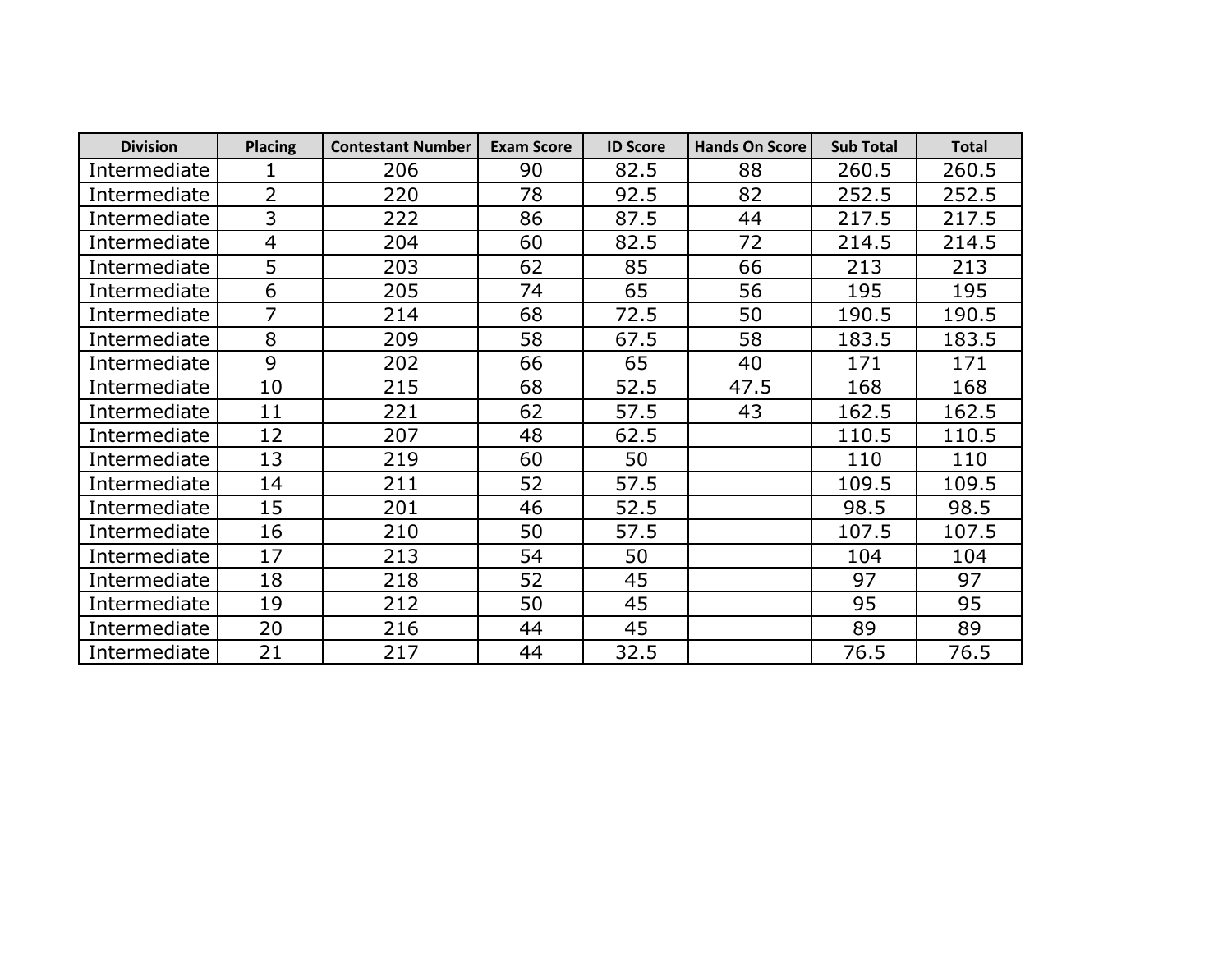| Division | Placing | Contestant Number | Exam Score | ID Score | Hands On Score | Sub Total | Total |
| --- | --- | --- | --- | --- | --- | --- | --- |
| Intermediate | 1 | 206 | 90 | 82.5 | 88 | 260.5 | 260.5 |
| Intermediate | 2 | 220 | 78 | 92.5 | 82 | 252.5 | 252.5 |
| Intermediate | 3 | 222 | 86 | 87.5 | 44 | 217.5 | 217.5 |
| Intermediate | 4 | 204 | 60 | 82.5 | 72 | 214.5 | 214.5 |
| Intermediate | 5 | 203 | 62 | 85 | 66 | 213 | 213 |
| Intermediate | 6 | 205 | 74 | 65 | 56 | 195 | 195 |
| Intermediate | 7 | 214 | 68 | 72.5 | 50 | 190.5 | 190.5 |
| Intermediate | 8 | 209 | 58 | 67.5 | 58 | 183.5 | 183.5 |
| Intermediate | 9 | 202 | 66 | 65 | 40 | 171 | 171 |
| Intermediate | 10 | 215 | 68 | 52.5 | 47.5 | 168 | 168 |
| Intermediate | 11 | 221 | 62 | 57.5 | 43 | 162.5 | 162.5 |
| Intermediate | 12 | 207 | 48 | 62.5 | | 110.5 | 110.5 |
| Intermediate | 13 | 219 | 60 | 50 | | 110 | 110 |
| Intermediate | 14 | 211 | 52 | 57.5 | | 109.5 | 109.5 |
| Intermediate | 15 | 201 | 46 | 52.5 | | 98.5 | 98.5 |
| Intermediate | 16 | 210 | 50 | 57.5 | | 107.5 | 107.5 |
| Intermediate | 17 | 213 | 54 | 50 | | 104 | 104 |
| Intermediate | 18 | 218 | 52 | 45 | | 97 | 97 |
| Intermediate | 19 | 212 | 50 | 45 | | 95 | 95 |
| Intermediate | 20 | 216 | 44 | 45 | | 89 | 89 |
| Intermediate | 21 | 217 | 44 | 32.5 | | 76.5 | 76.5 |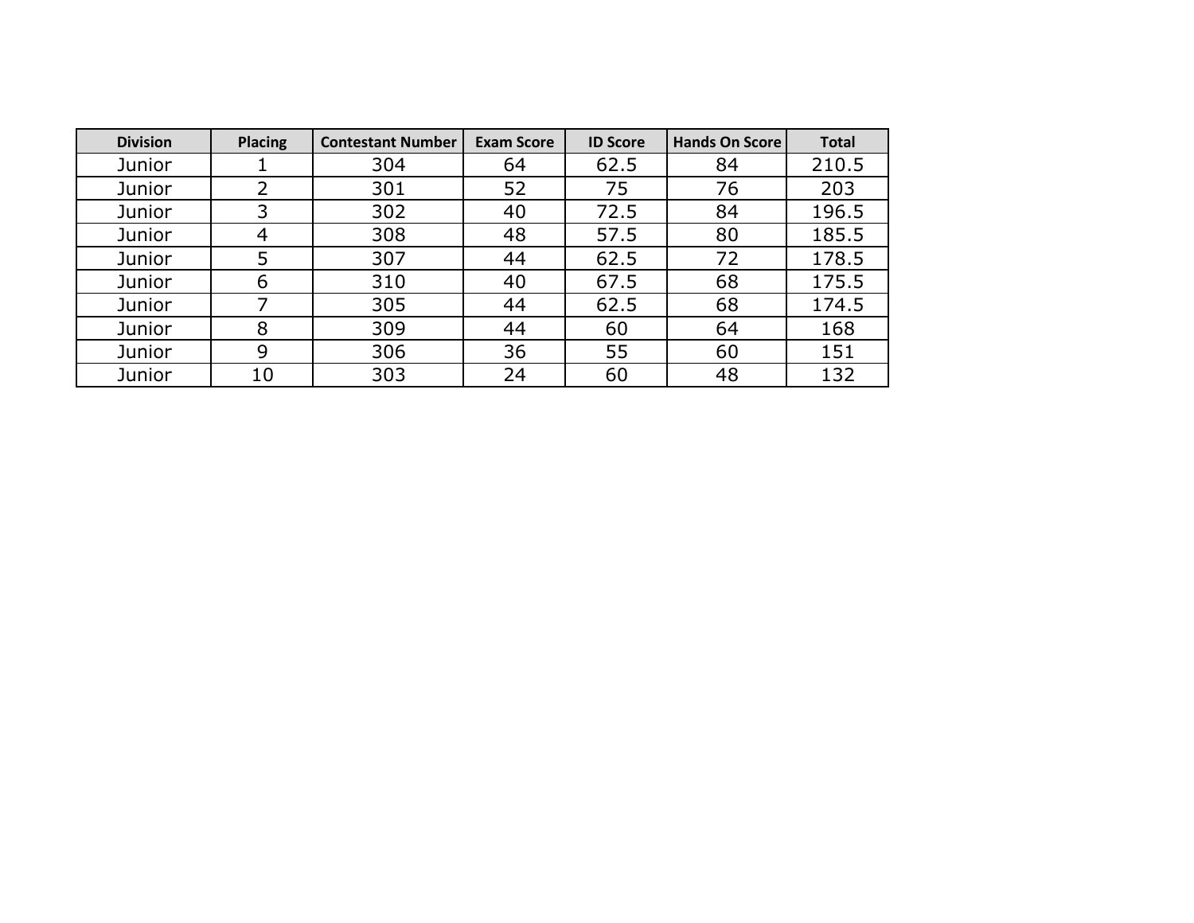| Division | Placing | Contestant Number | Exam Score | ID Score | Hands On Score | Total |
|---|---|---|---|---|---|---|
| Junior | 1 | 304 | 64 | 62.5 | 84 | 210.5 |
| Junior | 2 | 301 | 52 | 75 | 76 | 203 |
| Junior | 3 | 302 | 40 | 72.5 | 84 | 196.5 |
| Junior | 4 | 308 | 48 | 57.5 | 80 | 185.5 |
| Junior | 5 | 307 | 44 | 62.5 | 72 | 178.5 |
| Junior | 6 | 310 | 40 | 67.5 | 68 | 175.5 |
| Junior | 7 | 305 | 44 | 62.5 | 68 | 174.5 |
| Junior | 8 | 309 | 44 | 60 | 64 | 168 |
| Junior | 9 | 306 | 36 | 55 | 60 | 151 |
| Junior | 10 | 303 | 24 | 60 | 48 | 132 |